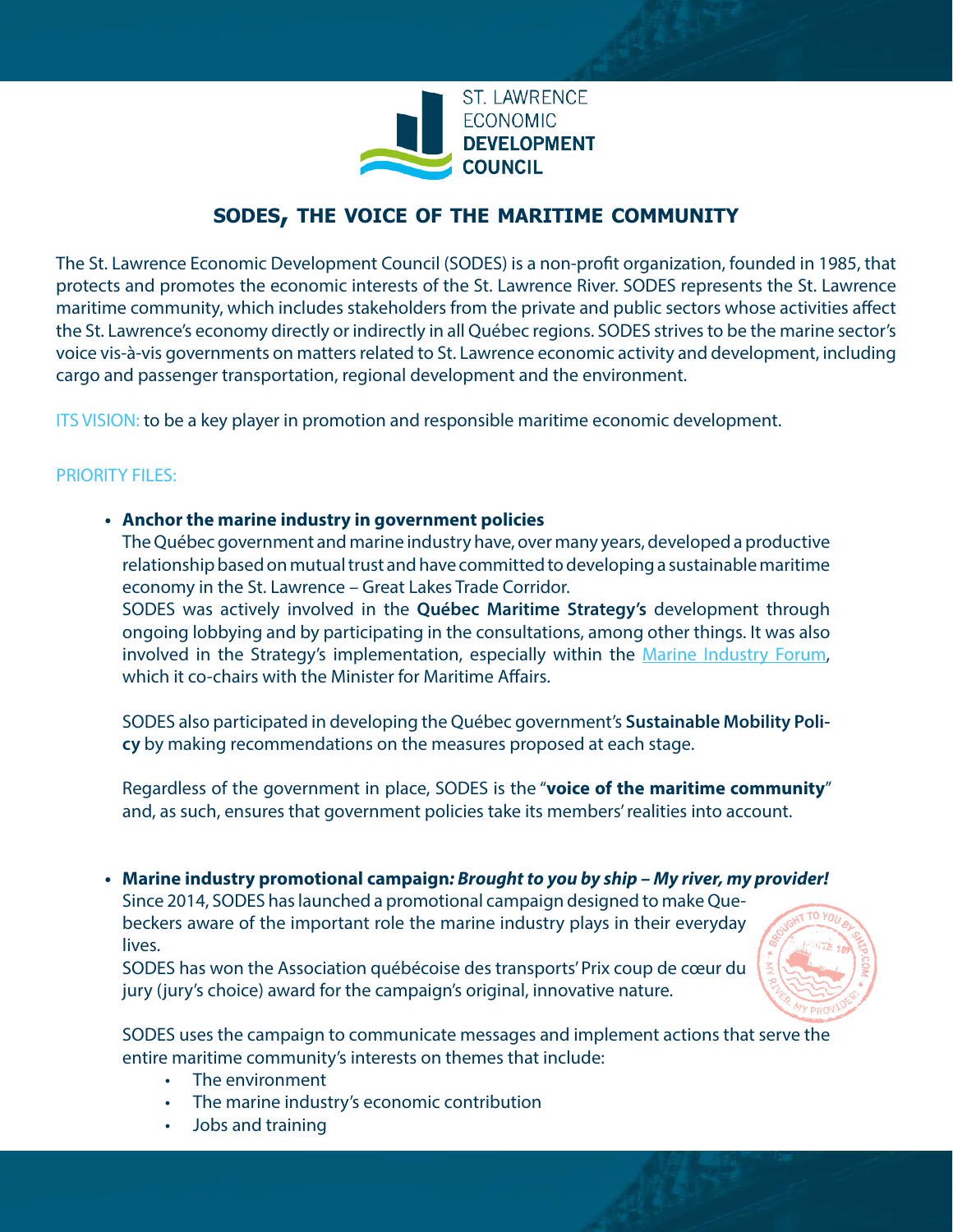ST. LAWRENCE ECONOMIC **DEVELOPMENT COUNCIL**

# SODES, THE VOICE OF THE MARITIME COMMUNITY

The St. Lawrence Economic Development Council (SODES) is a non-profit organization, founded in 1985, that protects and promotes the economic interests of the St. Lawrence River. SODES represents the St. Lawrence maritime community, which includes stakeholders from the private and public sectors whose activities affect the St. Lawrence's economy directly or indirectly in all Québec regions. SODES strives to be the marine sector's voice vis-à-vis governments on matters related to St. Lawrence economic activity and development, including cargo and passenger transportation, regional development and the environment.

ITS VISION: to be a key player in promotion and responsible maritime economic development.

PRIORITY FILES:

- **Anchor the marine industry in government policies**
  The Québec government and marine industry have, over many years, developed a productive relationship based on mutual trust and have committed to developing a sustainable maritime economy in the St. Lawrence – Great Lakes Trade Corridor.
  SODES was actively involved in the **Québec Maritime Strategy's** development through ongoing lobbying and by participating in the consultations, among other things. It was also involved in the Strategy's implementation, especially within the Marine Industry Forum, which it co-chairs with the Minister for Maritime Affairs.

  SODES also participated in developing the Québec government's **Sustainable Mobility Policy** by making recommendations on the measures proposed at each stage.

  Regardless of the government in place, SODES is the "**voice of the maritime community**" and, as such, ensures that government policies take its members' realities into account.

- **Marine industry promotional campaign*: Brought to you by ship – My river, my provider!***
  Since 2014, SODES has launched a promotional campaign designed to make Quebeckers aware of the important role the marine industry plays in their everyday lives.
  SODES has won the Association québécoise des transports' Prix coup de cœur du jury (jury's choice) award for the campaign's original, innovative nature.

  SODES uses the campaign to communicate messages and implement actions that serve the entire maritime community's interests on themes that include:
  - The environment
  - The marine industry's economic contribution
  - Jobs and training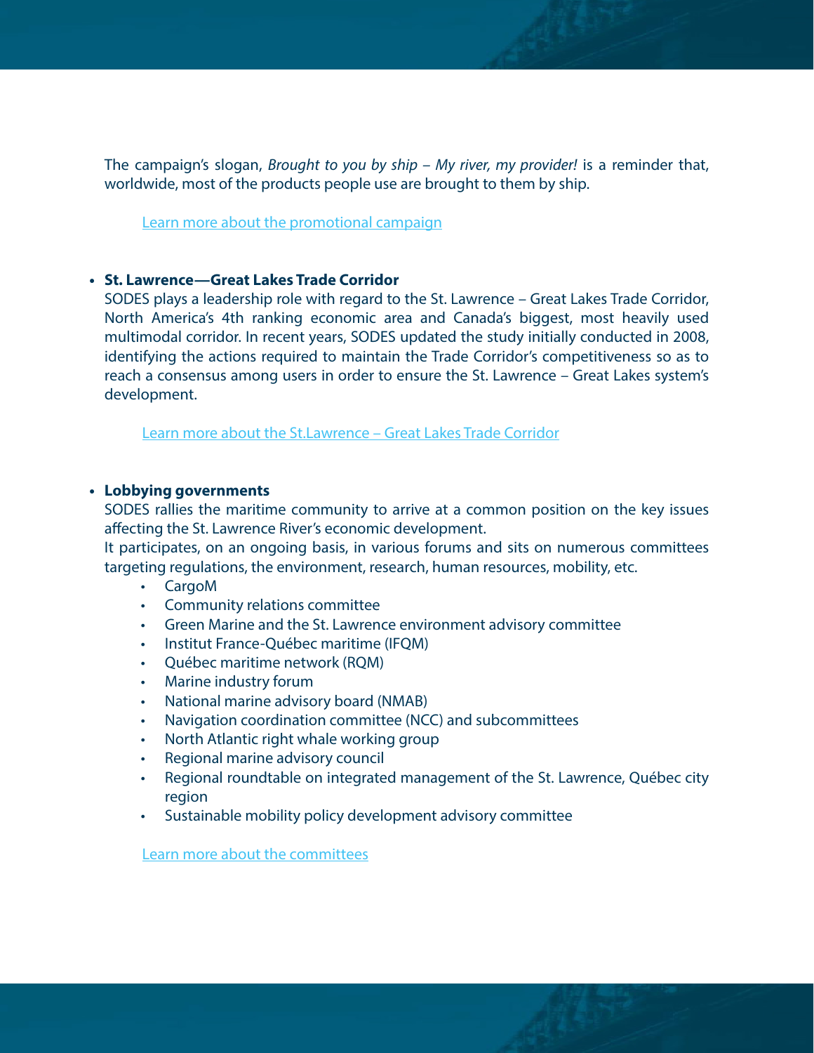The campaign's slogan, *Brought to you by ship – My river, my provider!* is a reminder that, worldwide, most of the products people use are brought to them by ship.

[Learn more about the promotional campaign]

- **St. Lawrence—Great Lakes Trade Corridor**
  SODES plays a leadership role with regard to the St. Lawrence – Great Lakes Trade Corridor, North America's 4th ranking economic area and Canada's biggest, most heavily used multimodal corridor. In recent years, SODES updated the study initially conducted in 2008, identifying the actions required to maintain the Trade Corridor's competitiveness so as to reach a consensus among users in order to ensure the St. Lawrence – Great Lakes system's development.

  [Learn more about the St.Lawrence – Great Lakes Trade Corridor]

- **Lobbying governments**
  SODES rallies the maritime community to arrive at a common position on the key issues affecting the St. Lawrence River's economic development.
  It participates, on an ongoing basis, in various forums and sits on numerous committees targeting regulations, the environment, research, human resources, mobility, etc.
  - CargoM
  - Community relations committee
  - Green Marine and the St. Lawrence environment advisory committee
  - Institut France-Québec maritime (IFQM)
  - Québec maritime network (RQM)
  - Marine industry forum
  - National marine advisory board (NMAB)
  - Navigation coordination committee (NCC) and subcommittees
  - North Atlantic right whale working group
  - Regional marine advisory council
  - Regional roundtable on integrated management of the St. Lawrence, Québec city region
  - Sustainable mobility policy development advisory committee

  [Learn more about the committees]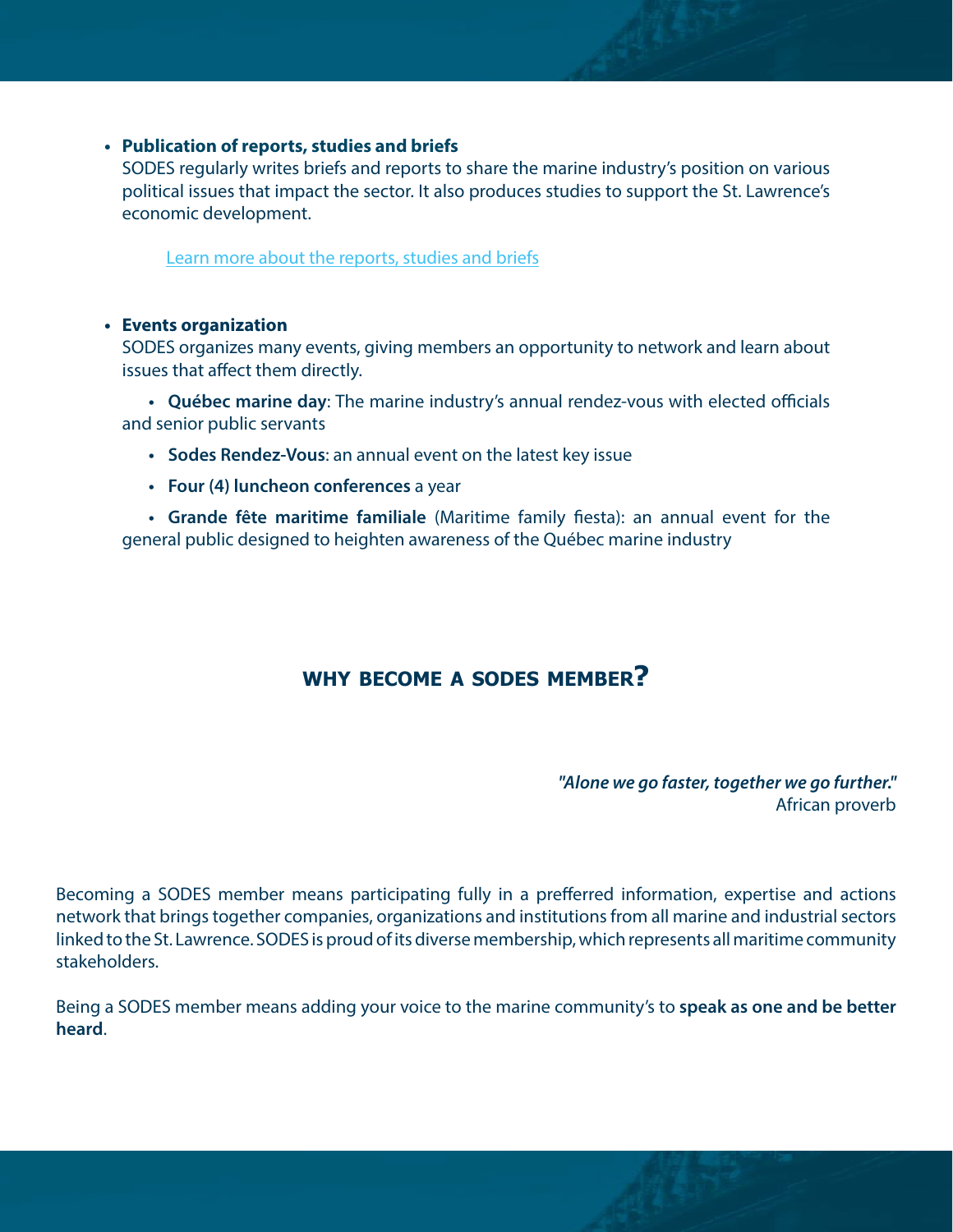- **Publication of reports, studies and briefs**
  SODES regularly writes briefs and reports to share the marine industry's position on various political issues that impact the sector. It also produces studies to support the St. Lawrence's economic development.

  Learn more about the reports, studies and briefs

- **Events organization**
  SODES organizes many events, giving members an opportunity to network and learn about issues that affect them directly.

  - **Québec marine day**: The marine industry's annual rendez-vous with elected officials and senior public servants
  - **Sodes Rendez-Vous**: an annual event on the latest key issue
  - **Four (4) luncheon conferences** a year
  - **Grande fête maritime familiale** (Maritime family fiesta): an annual event for the general public designed to heighten awareness of the Québec marine industry

## WHY BECOME A SODES MEMBER?

***"Alone we go faster, together we go further."***
African proverb

Becoming a SODES member means participating fully in a prefferred information, expertise and actions network that brings together companies, organizations and institutions from all marine and industrial sectors linked to the St. Lawrence. SODES is proud of its diverse membership, which represents all maritime community stakeholders.

Being a SODES member means adding your voice to the marine community's to **speak as one and be better heard**.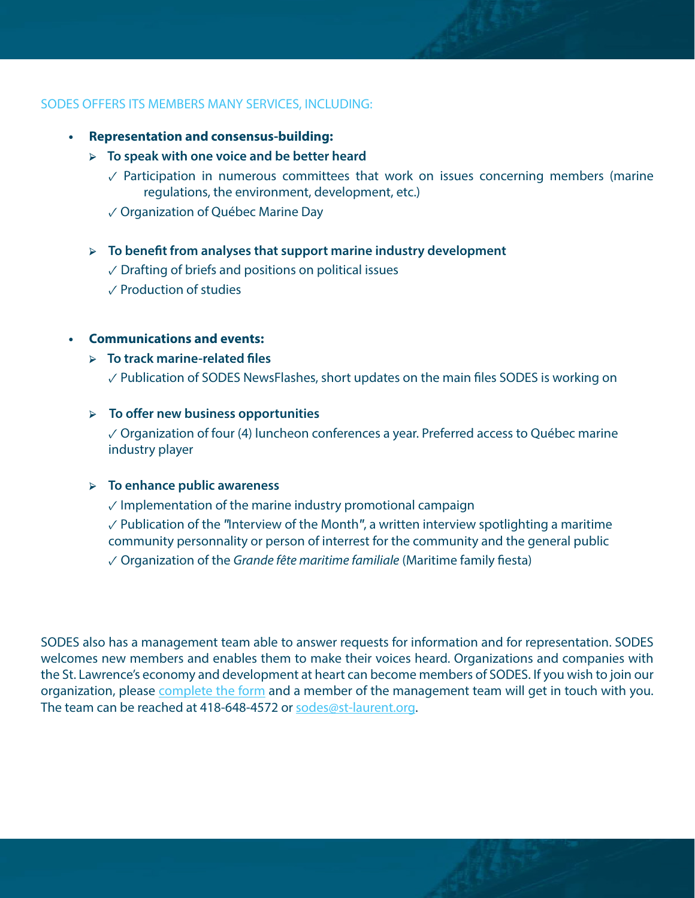SODES OFFERS ITS MEMBERS MANY SERVICES, INCLUDING:

- **Representation and consensus-building:**
  - **To speak with one voice and be better heard**
    - ✓ Participation in numerous committees that work on issues concerning members (marine regulations, the environment, development, etc.)
    - ✓ Organization of Québec Marine Day
  - **To benefit from analyses that support marine industry development**
    - ✓ Drafting of briefs and positions on political issues
    - ✓ Production of studies

- **Communications and events:**
  - **To track marine-related files**
    - ✓ Publication of SODES NewsFlashes, short updates on the main files SODES is working on
  - **To offer new business opportunities**
    - ✓ Organization of four (4) luncheon conferences a year. Preferred access to Québec marine industry player
  - **To enhance public awareness**
    - ✓ Implementation of the marine industry promotional campaign
    - ✓ Publication of the "Interview of the Month", a written interview spotlighting a maritime community personnality or person of interrest for the community and the general public
    - ✓ Organization of the *Grande fête maritime familiale* (Maritime family fiesta)

SODES also has a management team able to answer requests for information and for representation. SODES welcomes new members and enables them to make their voices heard. Organizations and companies with the St. Lawrence's economy and development at heart can become members of SODES. If you wish to join our organization, please complete the form and a member of the management team will get in touch with you. The team can be reached at 418-648-4572 or sodes@st-laurent.org.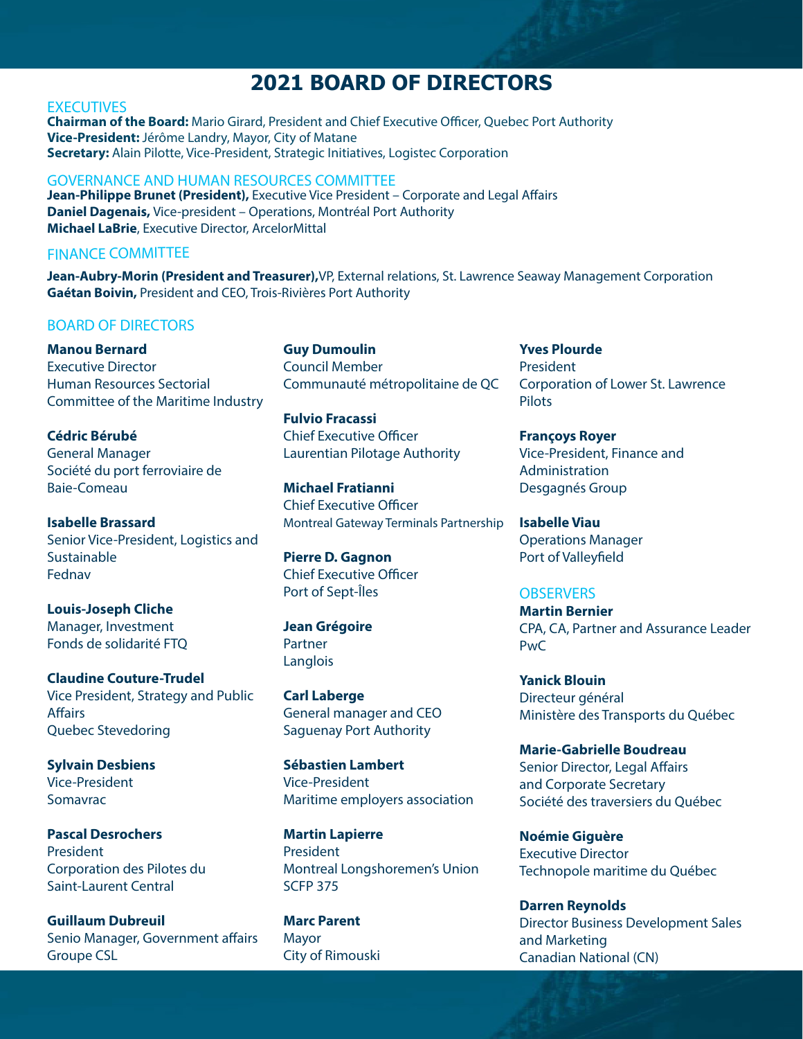# 2021 BOARD OF DIRECTORS

## EXECUTIVES

**Chairman of the Board:** Mario Girard, President and Chief Executive Officer, Quebec Port Authority
**Vice-President:** Jérôme Landry, Mayor, City of Matane
**Secretary:** Alain Pilotte, Vice-President, Strategic Initiatives, Logistec Corporation

## GOVERNANCE AND HUMAN RESOURCES COMMITTEE

**Jean-Philippe Brunet (President),** Executive Vice President – Corporate and Legal Affairs
**Daniel Dagenais,** Vice-president – Operations, Montréal Port Authority
**Michael LaBrie**, Executive Director, ArcelorMittal

## FINANCE COMMITTEE

**Jean-Aubry-Morin (President and Treasurer),**VP, External relations, St. Lawrence Seaway Management Corporation
**Gaétan Boivin,** President and CEO, Trois-Rivières Port Authority

## BOARD OF DIRECTORS

**Manou Bernard**
Executive Director
Human Resources Sectorial Committee of the Maritime Industry

**Cédric Bérubé**
General Manager
Société du port ferroviaire de Baie-Comeau

**Isabelle Brassard**
Senior Vice-President, Logistics and Sustainable
Fednav

**Louis-Joseph Cliche**
Manager, Investment
Fonds de solidarité FTQ

**Claudine Couture-Trudel**
Vice President, Strategy and Public Affairs
Quebec Stevedoring

**Sylvain Desbiens**
Vice-President
Somavrac

**Pascal Desrochers**
President
Corporation des Pilotes du Saint-Laurent Central

**Guillaum Dubreuil**
Senio Manager, Government affairs
Groupe CSL

**Guy Dumoulin**
Council Member
Communauté métropolitaine de QC

**Fulvio Fracassi**
Chief Executive Officer
Laurentian Pilotage Authority

**Michael Fratianni**
Chief Executive Officer
Montreal Gateway Terminals Partnership

**Pierre D. Gagnon**
Chief Executive Officer
Port of Sept-Îles

**Jean Grégoire**
Partner
Langlois

**Carl Laberge**
General manager and CEO
Saguenay Port Authority

**Sébastien Lambert**
Vice-President
Maritime employers association

**Martin Lapierre**
President
Montreal Longshoremen's Union SCFP 375

**Marc Parent**
Mayor
City of Rimouski

**Yves Plourde**
President
Corporation of Lower St. Lawrence Pilots

**Françoys Royer**
Vice-President, Finance and Administration
Desgagnés Group

**Isabelle Viau**
Operations Manager
Port of Valleyfield

## OBSERVERS

**Martin Bernier**
CPA, CA, Partner and Assurance Leader
PwC

**Yanick Blouin**
Directeur général
Ministère des Transports du Québec

**Marie-Gabrielle Boudreau**
Senior Director, Legal Affairs and Corporate Secretary
Société des traversiers du Québec

**Noémie Giguère**
Executive Director
Technopole maritime du Québec

**Darren Reynolds**
Director Business Development Sales and Marketing
Canadian National (CN)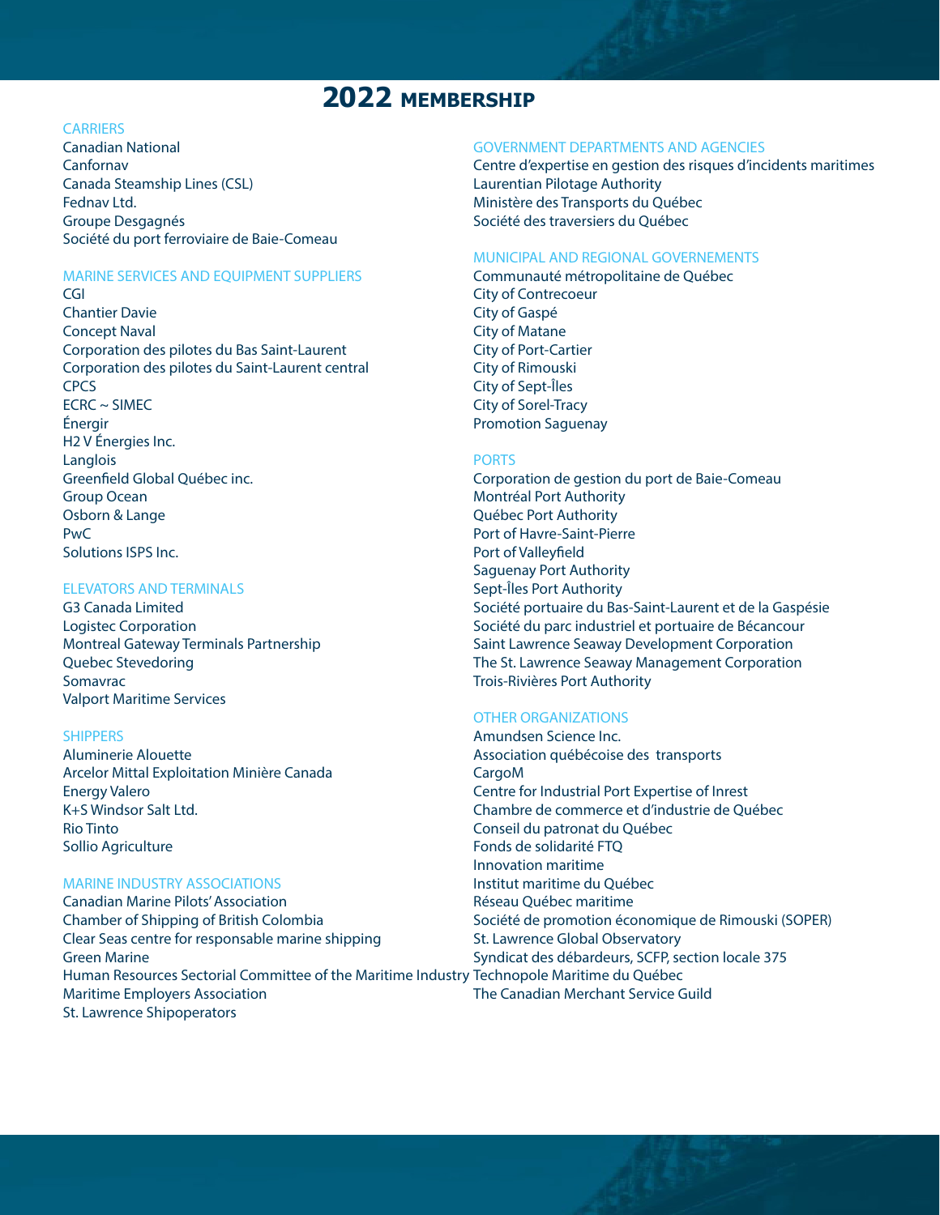# 2022 MEMBERSHIP

## CARRIERS

Canadian National
Canfornav
Canada Steamship Lines (CSL)
Fednav Ltd.
Groupe Desgagnés
Société du port ferroviaire de Baie-Comeau

## MARINE SERVICES AND EQUIPMENT SUPPLIERS

CGI
Chantier Davie
Concept Naval
Corporation des pilotes du Bas Saint-Laurent
Corporation des pilotes du Saint-Laurent central
CPCS
ECRC ~ SIMEC
Énergir
H2 V Énergies Inc.
Langlois
Greenfield Global Québec inc.
Group Ocean
Osborn & Lange
PwC
Solutions ISPS Inc.

## ELEVATORS AND TERMINALS

G3 Canada Limited
Logistec Corporation
Montreal Gateway Terminals Partnership
Quebec Stevedoring
Somavrac
Valport Maritime Services

## SHIPPERS

Aluminerie Alouette
Arcelor Mittal Exploitation Minière Canada
Energy Valero
K+S Windsor Salt Ltd.
Rio Tinto
Sollio Agriculture

## MARINE INDUSTRY ASSOCIATIONS

Canadian Marine Pilots' Association
Chamber of Shipping of British Colombia
Clear Seas centre for responsable marine shipping
Green Marine
Human Resources Sectorial Committee of the Maritime Industry
Maritime Employers Association
St. Lawrence Shipoperators

## GOVERNMENT DEPARTMENTS AND AGENCIES

Centre d'expertise en gestion des risques d'incidents maritimes
Laurentian Pilotage Authority
Ministère des Transports du Québec
Société des traversiers du Québec

## MUNICIPAL AND REGIONAL GOVERNEMENTS

Communauté métropolitaine de Québec
City of Contrecoeur
City of Gaspé
City of Matane
City of Port-Cartier
City of Rimouski
City of Sept-Îles
City of Sorel-Tracy
Promotion Saguenay

## PORTS

Corporation de gestion du port de Baie-Comeau
Montréal Port Authority
Québec Port Authority
Port of Havre-Saint-Pierre
Port of Valleyfield
Saguenay Port Authority
Sept-Îles Port Authority
Société portuaire du Bas-Saint-Laurent et de la Gaspésie
Société du parc industriel et portuaire de Bécancour
Saint Lawrence Seaway Development Corporation
The St. Lawrence Seaway Management Corporation
Trois-Rivières Port Authority

## OTHER ORGANIZATIONS

Amundsen Science Inc.
Association québécoise des transports
CargoM
Centre for Industrial Port Expertise of Inrest
Chambre de commerce et d'industrie de Québec
Conseil du patronat du Québec
Fonds de solidarité FTQ
Innovation maritime
Institut maritime du Québec
Réseau Québec maritime
Société de promotion économique de Rimouski (SOPER)
St. Lawrence Global Observatory
Syndicat des débardeurs, SCFP, section locale 375
Technopole Maritime du Québec
The Canadian Merchant Service Guild